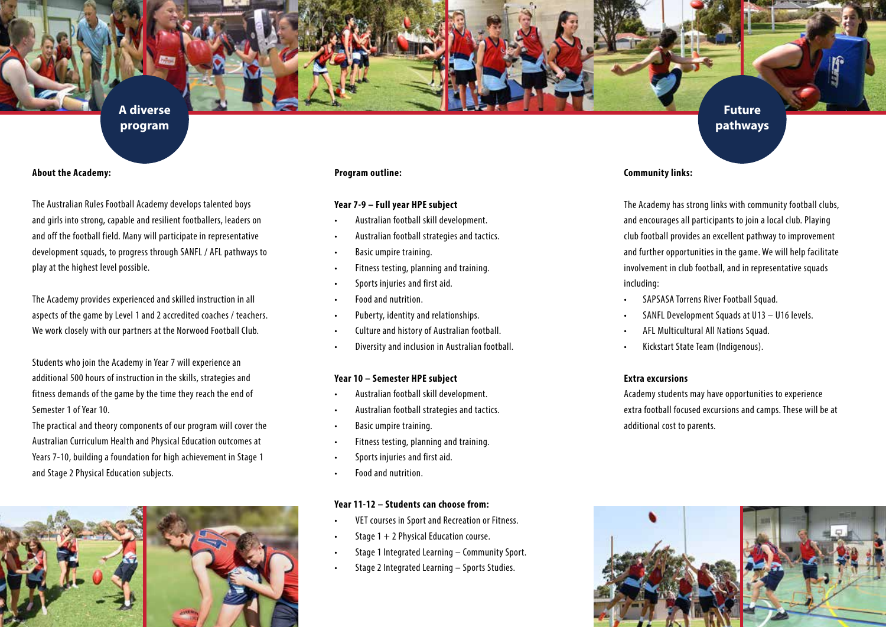## A diverse program

**About the Academy:**

The Australian Rules Football Academy develops talented boys and girls into strong, capable and resilient footballers, leaders on and off the football field. Many will participate in representative development squads, to progress through SANFL / AFL pathways to play at the highest level possible.

The Academy provides experienced and skilled instruction in all aspects of the game by Level 1 and 2 accredited coaches / teachers. We work closely with our partners at the Norwood Football Club.

Students who join the Academy in Year 7 will experience an additional 500 hours of instruction in the skills, strategies and fitness demands of the game by the time they reach the end of Semester 1 of Year 10.

The practical and theory components of our program will cover the Australian Curriculum Health and Physical Education outcomes at Years 7-10, building a foundation for high achievement in Stage 1 and Stage 2 Physical Education subjects.

**Program outline:**

**Year 7-9 – Full year HPE subject**

- Australian football skill development.
- Australian football strategies and tactics.
- Basic umpire training.
- Fitness testing, planning and training.
- Sports injuries and first aid.
- Food and nutrition.
- Puberty, identity and relationships.
- Culture and history of Australian football.
- Diversity and inclusion in Australian football.

**Year 10 – Semester HPE subject**

- Australian football skill development.
- Australian football strategies and tactics.
- Basic umpire training.
- Fitness testing, planning and training.
- Sports injuries and first aid.
- Food and nutrition.

**Year 11-12 – Students can choose from:**

- VET courses in Sport and Recreation or Fitness.
- Stage 1 + 2 Physical Education course.
- Stage 1 Integrated Learning – Community Sport.
- Stage 2 Integrated Learning – Sports Studies.

## Future pathways

**Community links:**

The Academy has strong links with community football clubs, and encourages all participants to join a local club. Playing club football provides an excellent pathway to improvement and further opportunities in the game. We will help facilitate involvement in club football, and in representative squads including:

- SAPSASA Torrens River Football Squad.
- SANFL Development Squads at U13 – U16 levels.
- AFL Multicultural All Nations Squad.
- Kickstart State Team (Indigenous).

**Extra excursions**

Academy students may have opportunities to experience extra football focused excursions and camps. These will be at additional cost to parents.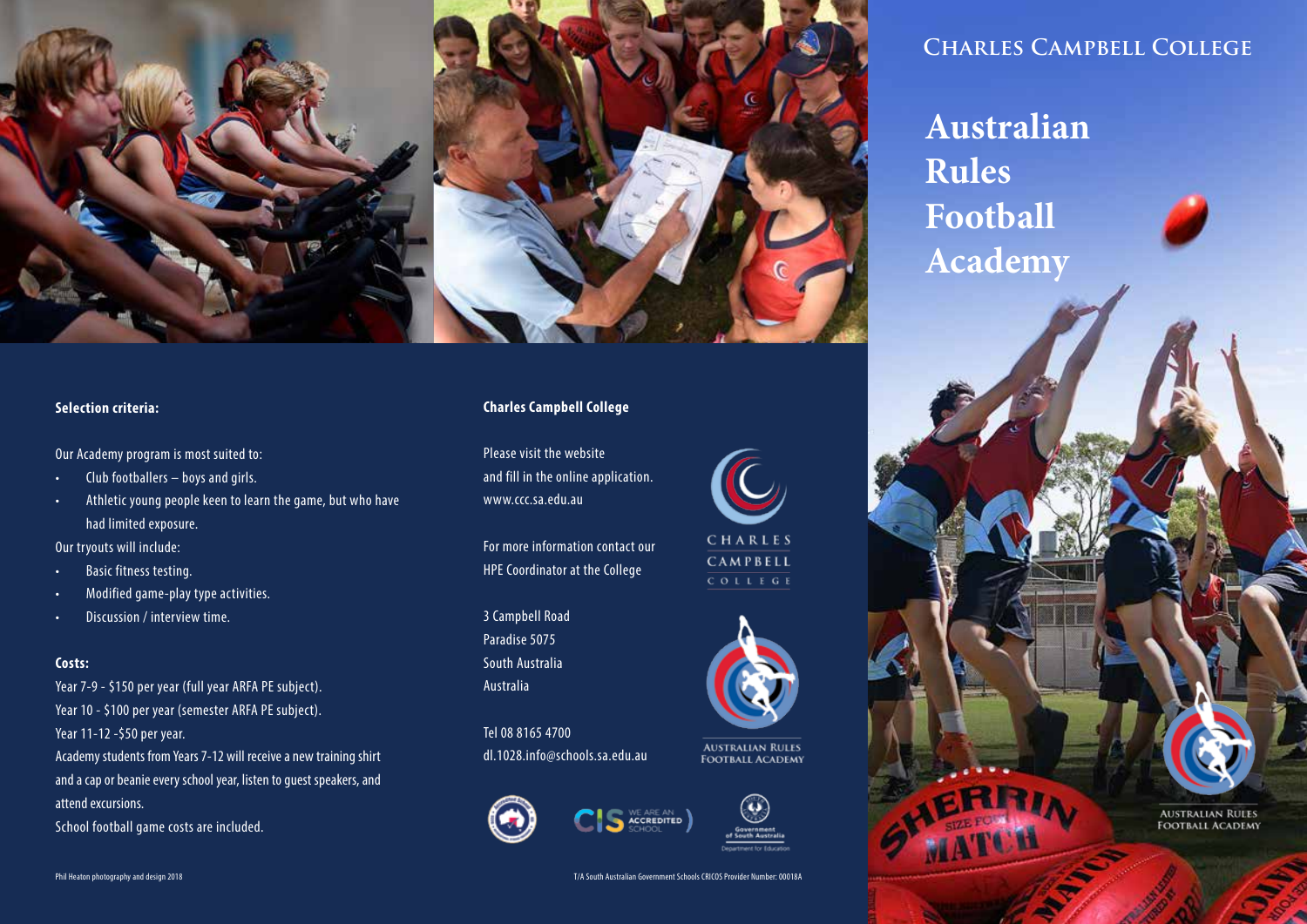# CHARLES CAMPBELL COLLEGE

# Australian Rules Football Academy

### Selection criteria:

Our Academy program is most suited to:

- Club footballers – boys and girls.
- Athletic young people keen to learn the game, but who have had limited exposure.

Our tryouts will include:

- Basic fitness testing.
- Modified game-play type activities.
- Discussion / interview time.

### Costs:

Year 7-9 - $150 per year (full year ARFA PE subject).
Year 10 - $100 per year (semester ARFA PE subject).
Year 11-12 -$50 per year.
Academy students from Years 7-12 will receive a new training shirt and a cap or beanie every school year, listen to guest speakers, and attend excursions.
School football game costs are included.

### Charles Campbell College

Please visit the website and fill in the online application.
www.ccc.sa.edu.au

For more information contact our HPE Coordinator at the College

3 Campbell Road
Paradise 5075
South Australia
Australia

Tel 08 8165 4700
dl.1028.info@schools.sa.edu.au

CHARLES CAMPBELL COLLEGE

AUSTRALIAN RULES FOOTBALL ACADEMY

WE ARE AN ACCREDITED SCHOOL

Government of South Australia
Department for Education

Phil Heaton photography and design 2018

T/A South Australian Government Schools CRICOS Provider Number: 00018A